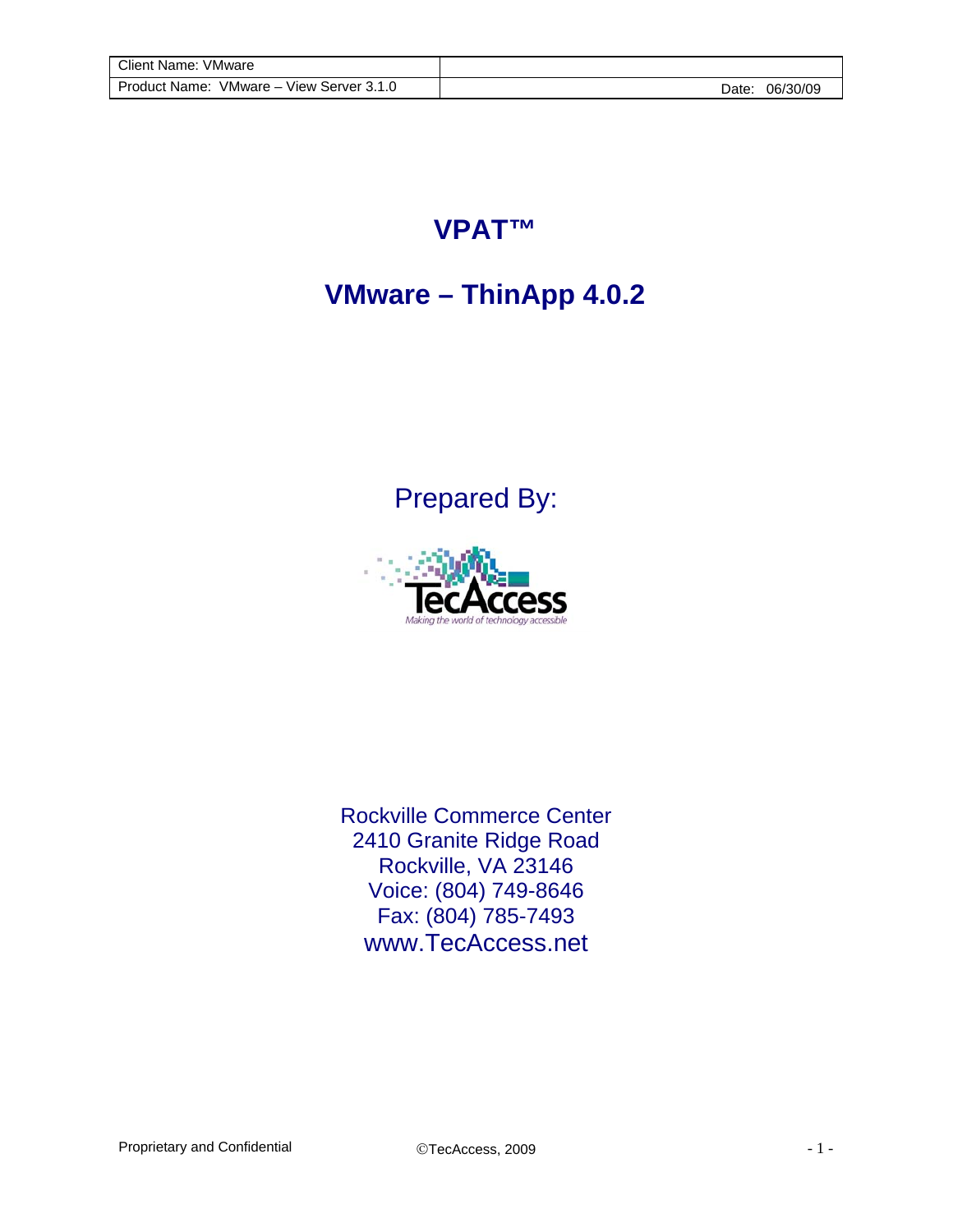| Client Name: VMware | |
| --- | --- |
| Product Name: VMware – View Server 3.1.0 | Date: 06/30/09 |

# VPAT™

# VMware – ThinApp 4.0.2

## Prepared By:

TecAccess

*Making the world of technology accessible*

Rockville Commerce Center
2410 Granite Ridge Road
Rockville, VA 23146
Voice: (804) 749-8646
Fax: (804) 785-7493
www.TecAccess.net

Proprietary and Confidential ©TecAccess, 2009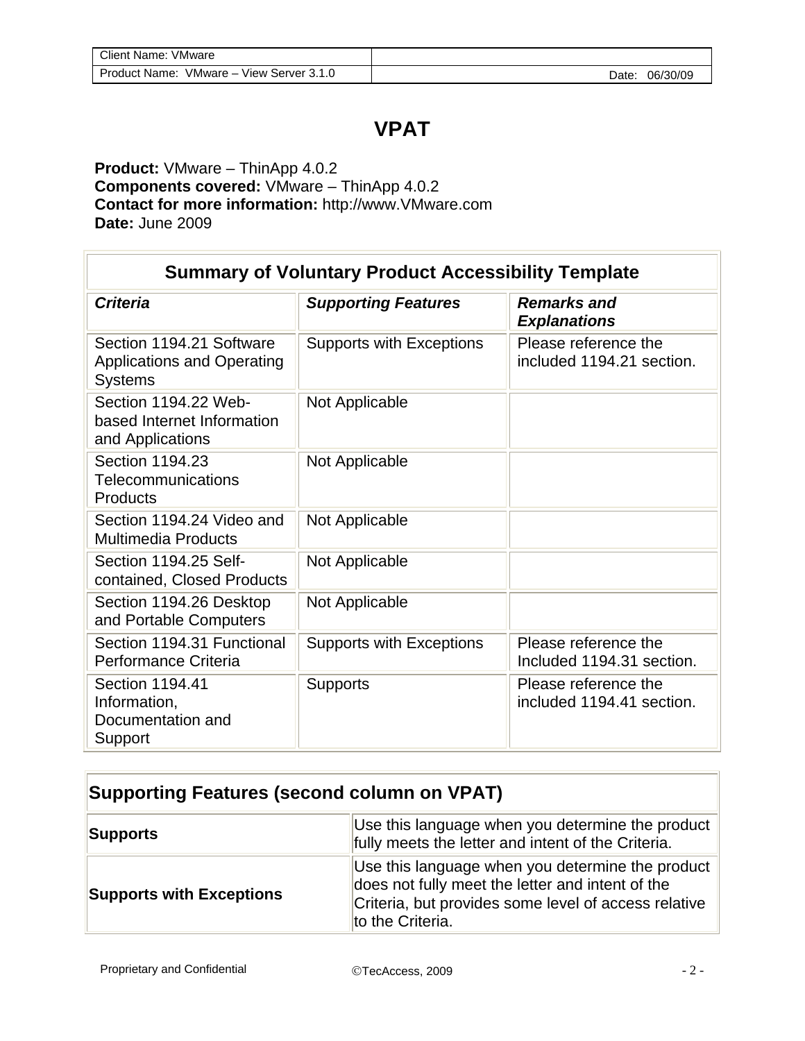# VPAT

**Product:** VMware – ThinApp 4.0.2
**Components covered:** VMware – ThinApp 4.0.2
**Contact for more information:** http://www.VMware.com
**Date:** June 2009

| Summary of Voluntary Product Accessibility Template | | |
|---|---|---|
| ***Criteria*** | ***Supporting Features*** | ***Remarks and Explanations*** |
| Section 1194.21 Software Applications and Operating Systems | Supports with Exceptions | Please reference the included 1194.21 section. |
| Section 1194.22 Web-based Internet Information and Applications | Not Applicable | |
| Section 1194.23 Telecommunications Products | Not Applicable | |
| Section 1194.24 Video and Multimedia Products | Not Applicable | |
| Section 1194.25 Self-contained, Closed Products | Not Applicable | |
| Section 1194.26 Desktop and Portable Computers | Not Applicable | |
| Section 1194.31 Functional Performance Criteria | Supports with Exceptions | Please reference the Included 1194.31 section. |
| Section 1194.41 Information, Documentation and Support | Supports | Please reference the included 1194.41 section. |

| Supporting Features (second column on VPAT) | |
|---|---|
| **Supports** | Use this language when you determine the product fully meets the letter and intent of the Criteria. |
| **Supports with Exceptions** | Use this language when you determine the product does not fully meet the letter and intent of the Criteria, but provides some level of access relative to the Criteria. |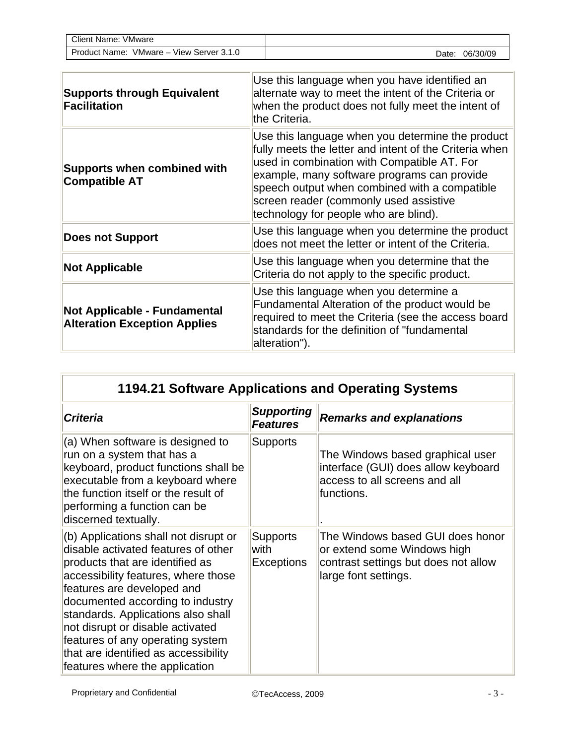| | |
|---|---|
| **Supports through Equivalent Facilitation** | Use this language when you have identified an alternate way to meet the intent of the Criteria or when the product does not fully meet the intent of the Criteria. |
| **Supports when combined with Compatible AT** | Use this language when you determine the product fully meets the letter and intent of the Criteria when used in combination with Compatible AT. For example, many software programs can provide speech output when combined with a compatible screen reader (commonly used assistive technology for people who are blind). |
| **Does not Support** | Use this language when you determine the product does not meet the letter or intent of the Criteria. |
| **Not Applicable** | Use this language when you determine that the Criteria do not apply to the specific product. |
| **Not Applicable - Fundamental Alteration Exception Applies** | Use this language when you determine a Fundamental Alteration of the product would be required to meet the Criteria (see the access board standards for the definition of "fundamental alteration"). |

| **1194.21 Software Applications and Operating Systems** | | |
|---|---|---|
| ***Criteria*** | ***Supporting Features*** | ***Remarks and explanations*** |
| (a) When software is designed to run on a system that has a keyboard, product functions shall be executable from a keyboard where the function itself or the result of performing a function can be discerned textually. | Supports | The Windows based graphical user interface (GUI) does allow keyboard access to all screens and all functions. . |
| (b) Applications shall not disrupt or disable activated features of other products that are identified as accessibility features, where those features are developed and documented according to industry standards. Applications also shall not disrupt or disable activated features of any operating system that are identified as accessibility features where the application | Supports with Exceptions | The Windows based GUI does honor or extend some Windows high contrast settings but does not allow large font settings. |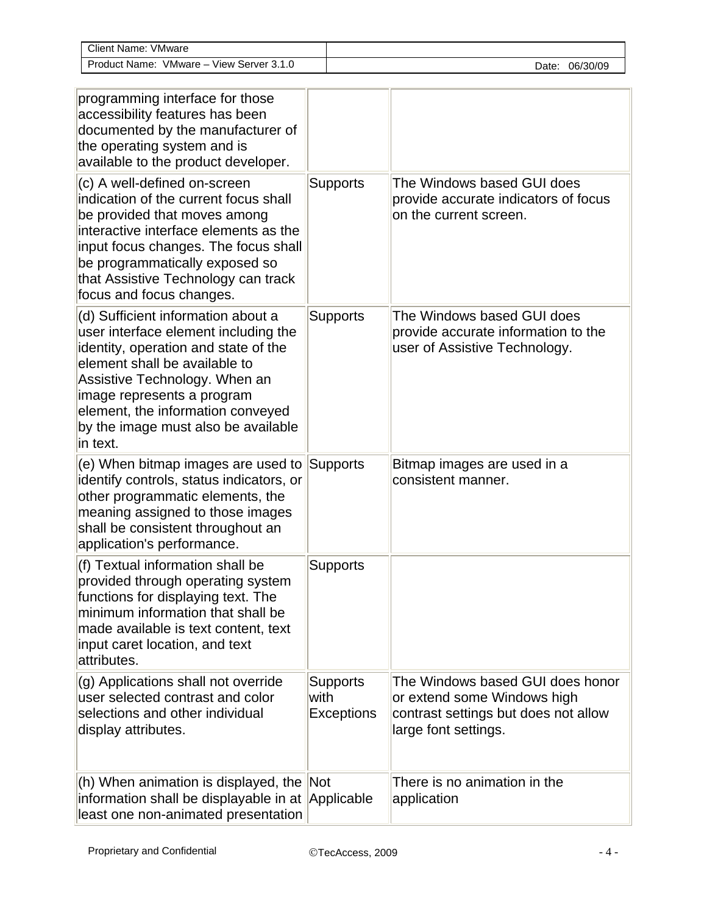| | | |
|---|---|---|
| programming interface for those accessibility features has been documented by the manufacturer of the operating system and is available to the product developer. | | |
| (c) A well-defined on-screen indication of the current focus shall be provided that moves among interactive interface elements as the input focus changes. The focus shall be programmatically exposed so that Assistive Technology can track focus and focus changes. | Supports | The Windows based GUI does provide accurate indicators of focus on the current screen. |
| (d) Sufficient information about a user interface element including the identity, operation and state of the element shall be available to Assistive Technology. When an image represents a program element, the information conveyed by the image must also be available in text. | Supports | The Windows based GUI does provide accurate information to the user of Assistive Technology. |
| (e) When bitmap images are used to identify controls, status indicators, or other programmatic elements, the meaning assigned to those images shall be consistent throughout an application's performance. | Supports | Bitmap images are used in a consistent manner. |
| (f) Textual information shall be provided through operating system functions for displaying text. The minimum information that shall be made available is text content, text input caret location, and text attributes. | Supports | |
| (g) Applications shall not override user selected contrast and color selections and other individual display attributes. | Supports with Exceptions | The Windows based GUI does honor or extend some Windows high contrast settings but does not allow large font settings. |
| (h) When animation is displayed, the information shall be displayable in at least one non-animated presentation | Not Applicable | There is no animation in the application |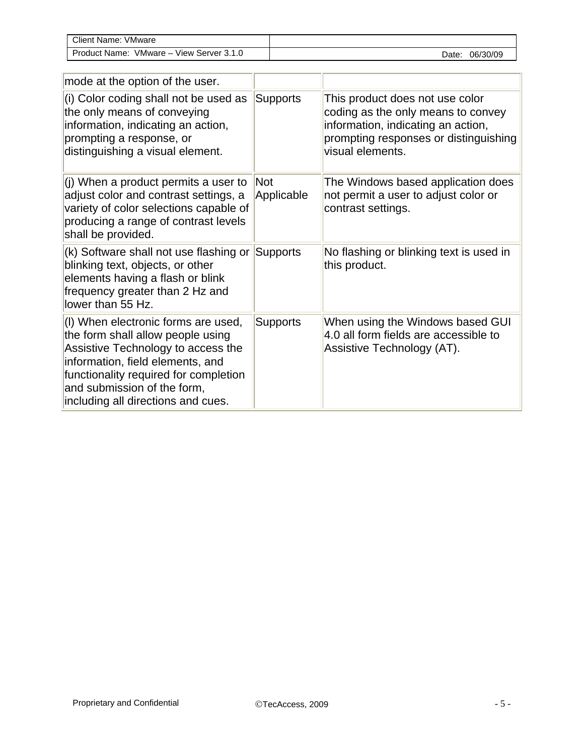| | | |
|---|---|---|
| mode at the option of the user. | | |
| (i) Color coding shall not be used as the only means of conveying information, indicating an action, prompting a response, or distinguishing a visual element. | Supports | This product does not use color coding as the only means to convey information, indicating an action, prompting responses or distinguishing visual elements. |
| (j) When a product permits a user to adjust color and contrast settings, a variety of color selections capable of producing a range of contrast levels shall be provided. | Not Applicable | The Windows based application does not permit a user to adjust color or contrast settings. |
| (k) Software shall not use flashing or blinking text, objects, or other elements having a flash or blink frequency greater than 2 Hz and lower than 55 Hz. | Supports | No flashing or blinking text is used in this product. |
| (l) When electronic forms are used, the form shall allow people using Assistive Technology to access the information, field elements, and functionality required for completion and submission of the form, including all directions and cues. | Supports | When using the Windows based GUI 4.0 all form fields are accessible to Assistive Technology (AT). |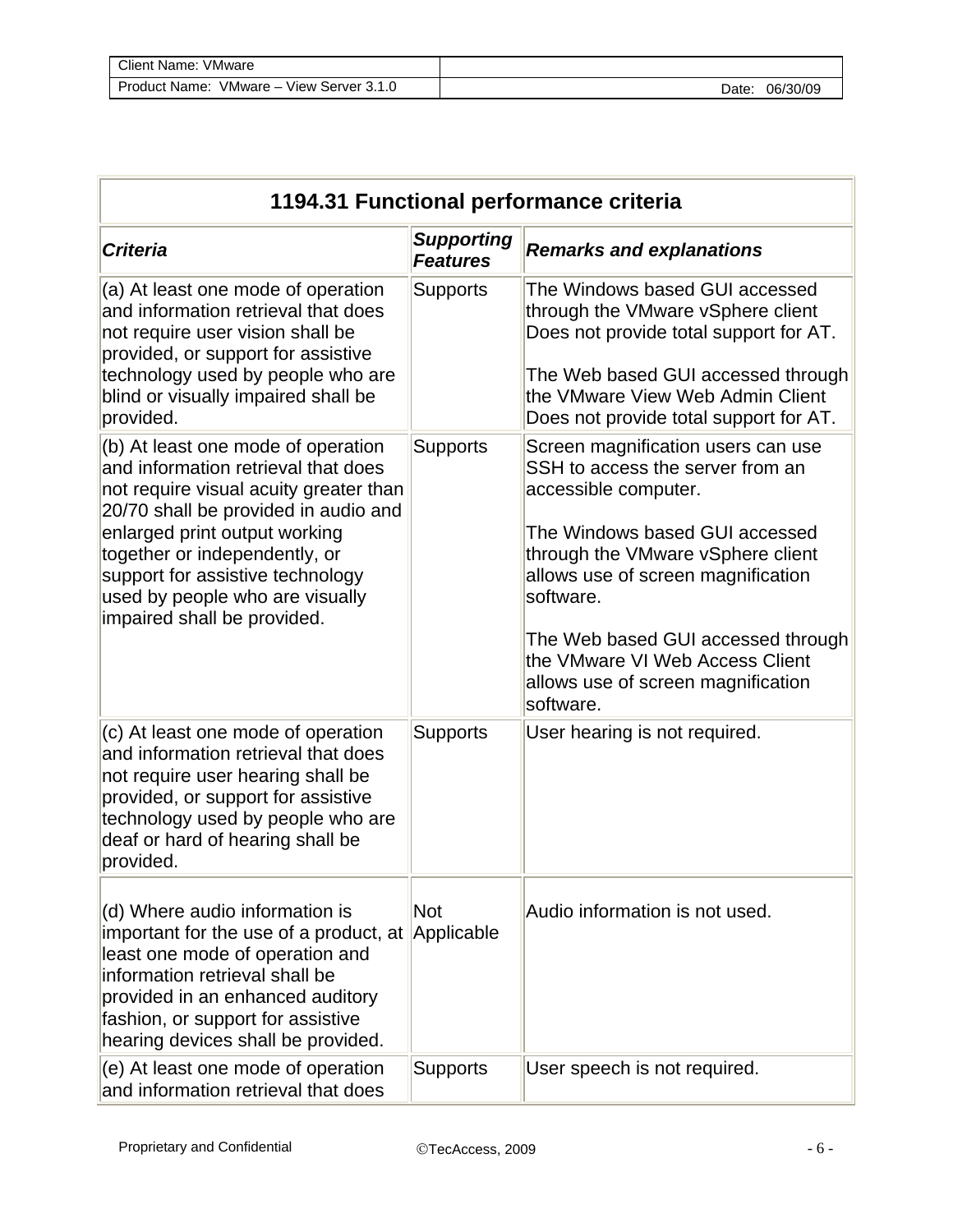| 1194.31 Functional performance criteria | | |
|---|---|---|
| ***Criteria*** | ***Supporting Features*** | ***Remarks and explanations*** |
| (a) At least one mode of operation and information retrieval that does not require user vision shall be provided, or support for assistive technology used by people who are blind or visually impaired shall be provided. | Supports | The Windows based GUI accessed through the VMware vSphere client Does not provide total support for AT.<br><br>The Web based GUI accessed through the VMware View Web Admin Client Does not provide total support for AT. |
| (b) At least one mode of operation and information retrieval that does not require visual acuity greater than 20/70 shall be provided in audio and enlarged print output working together or independently, or support for assistive technology used by people who are visually impaired shall be provided. | Supports | Screen magnification users can use SSH to access the server from an accessible computer.<br><br>The Windows based GUI accessed through the VMware vSphere client allows use of screen magnification software.<br><br>The Web based GUI accessed through the VMware VI Web Access Client allows use of screen magnification software. |
| (c) At least one mode of operation and information retrieval that does not require user hearing shall be provided, or support for assistive technology used by people who are deaf or hard of hearing shall be provided. | Supports | User hearing is not required. |
| (d) Where audio information is important for the use of a product, at least one mode of operation and information retrieval shall be provided in an enhanced auditory fashion, or support for assistive hearing devices shall be provided. | Not Applicable | Audio information is not used. |
| (e) At least one mode of operation and information retrieval that does | Supports | User speech is not required. |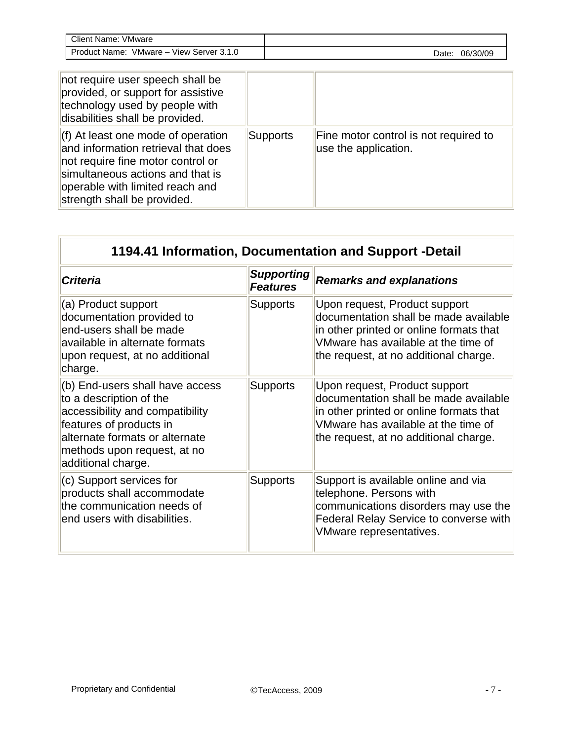| | | |
|---|---|---|
| not require user speech shall be provided, or support for assistive technology used by people with disabilities shall be provided. | | |
| (f) At least one mode of operation and information retrieval that does not require fine motor control or simultaneous actions and that is operable with limited reach and strength shall be provided. | Supports | Fine motor control is not required to use the application. |

| 1194.41 Information, Documentation and Support -Detail | | |
|---|---|---|
| ***Criteria*** | ***Supporting Features*** | ***Remarks and explanations*** |
| (a) Product support documentation provided to end-users shall be made available in alternate formats upon request, at no additional charge. | Supports | Upon request, Product support documentation shall be made available in other printed or online formats that VMware has available at the time of the request, at no additional charge. |
| (b) End-users shall have access to a description of the accessibility and compatibility features of products in alternate formats or alternate methods upon request, at no additional charge. | Supports | Upon request, Product support documentation shall be made available in other printed or online formats that VMware has available at the time of the request, at no additional charge. |
| (c) Support services for products shall accommodate the communication needs of end users with disabilities. | Supports | Support is available online and via telephone. Persons with communications disorders may use the Federal Relay Service to converse with VMware representatives. |